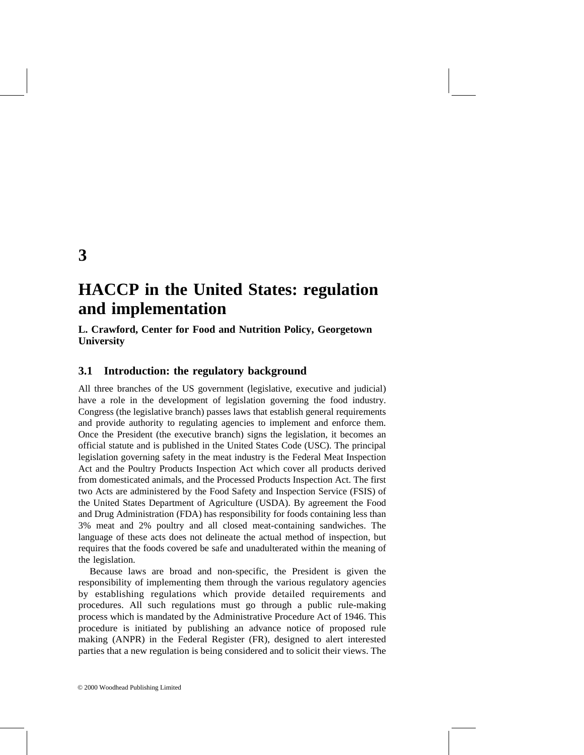# 3

# HACCP in the United States: regulation and implementation

**L. Crawford, Center for Food and Nutrition Policy, Georgetown University**

## 3.1 Introduction: the regulatory background

All three branches of the US government (legislative, executive and judicial) have a role in the development of legislation governing the food industry. Congress (the legislative branch) passes laws that establish general requirements and provide authority to regulating agencies to implement and enforce them. Once the President (the executive branch) signs the legislation, it becomes an official statute and is published in the United States Code (USC). The principal legislation governing safety in the meat industry is the Federal Meat Inspection Act and the Poultry Products Inspection Act which cover all products derived from domesticated animals, and the Processed Products Inspection Act. The first two Acts are administered by the Food Safety and Inspection Service (FSIS) of the United States Department of Agriculture (USDA). By agreement the Food and Drug Administration (FDA) has responsibility for foods containing less than 3% meat and 2% poultry and all closed meat-containing sandwiches. The language of these acts does not delineate the actual method of inspection, but requires that the foods covered be safe and unadulterated within the meaning of the legislation.

Because laws are broad and non-specific, the President is given the responsibility of implementing them through the various regulatory agencies by establishing regulations which provide detailed requirements and procedures. All such regulations must go through a public rule-making process which is mandated by the Administrative Procedure Act of 1946. This procedure is initiated by publishing an advance notice of proposed rule making (ANPR) in the Federal Register (FR), designed to alert interested parties that a new regulation is being considered and to solicit their views. The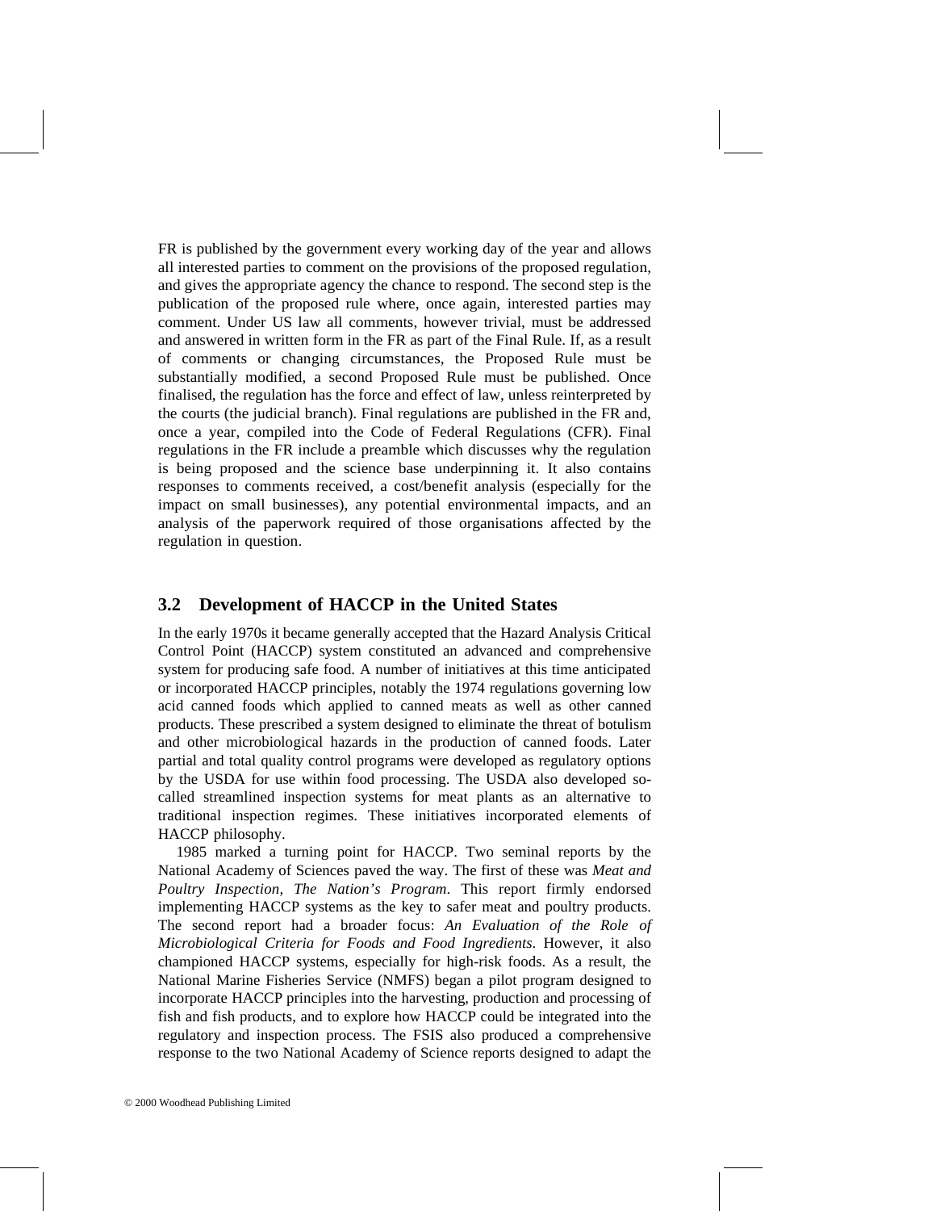FR is published by the government every working day of the year and allows all interested parties to comment on the provisions of the proposed regulation, and gives the appropriate agency the chance to respond. The second step is the publication of the proposed rule where, once again, interested parties may comment. Under US law all comments, however trivial, must be addressed and answered in written form in the FR as part of the Final Rule. If, as a result of comments or changing circumstances, the Proposed Rule must be substantially modified, a second Proposed Rule must be published. Once finalised, the regulation has the force and effect of law, unless reinterpreted by the courts (the judicial branch). Final regulations are published in the FR and, once a year, compiled into the Code of Federal Regulations (CFR). Final regulations in the FR include a preamble which discusses why the regulation is being proposed and the science base underpinning it. It also contains responses to comments received, a cost/benefit analysis (especially for the impact on small businesses), any potential environmental impacts, and an analysis of the paperwork required of those organisations affected by the regulation in question.

## 3.2 Development of HACCP in the United States

In the early 1970s it became generally accepted that the Hazard Analysis Critical Control Point (HACCP) system constituted an advanced and comprehensive system for producing safe food. A number of initiatives at this time anticipated or incorporated HACCP principles, notably the 1974 regulations governing low acid canned foods which applied to canned meats as well as other canned products. These prescribed a system designed to eliminate the threat of botulism and other microbiological hazards in the production of canned foods. Later partial and total quality control programs were developed as regulatory options by the USDA for use within food processing. The USDA also developed so-called streamlined inspection systems for meat plants as an alternative to traditional inspection regimes. These initiatives incorporated elements of HACCP philosophy.

1985 marked a turning point for HACCP. Two seminal reports by the National Academy of Sciences paved the way. The first of these was *Meat and Poultry Inspection, The Nation's Program*. This report firmly endorsed implementing HACCP systems as the key to safer meat and poultry products. The second report had a broader focus: *An Evaluation of the Role of Microbiological Criteria for Foods and Food Ingredients*. However, it also championed HACCP systems, especially for high-risk foods. As a result, the National Marine Fisheries Service (NMFS) began a pilot program designed to incorporate HACCP principles into the harvesting, production and processing of fish and fish products, and to explore how HACCP could be integrated into the regulatory and inspection process. The FSIS also produced a comprehensive response to the two National Academy of Science reports designed to adapt the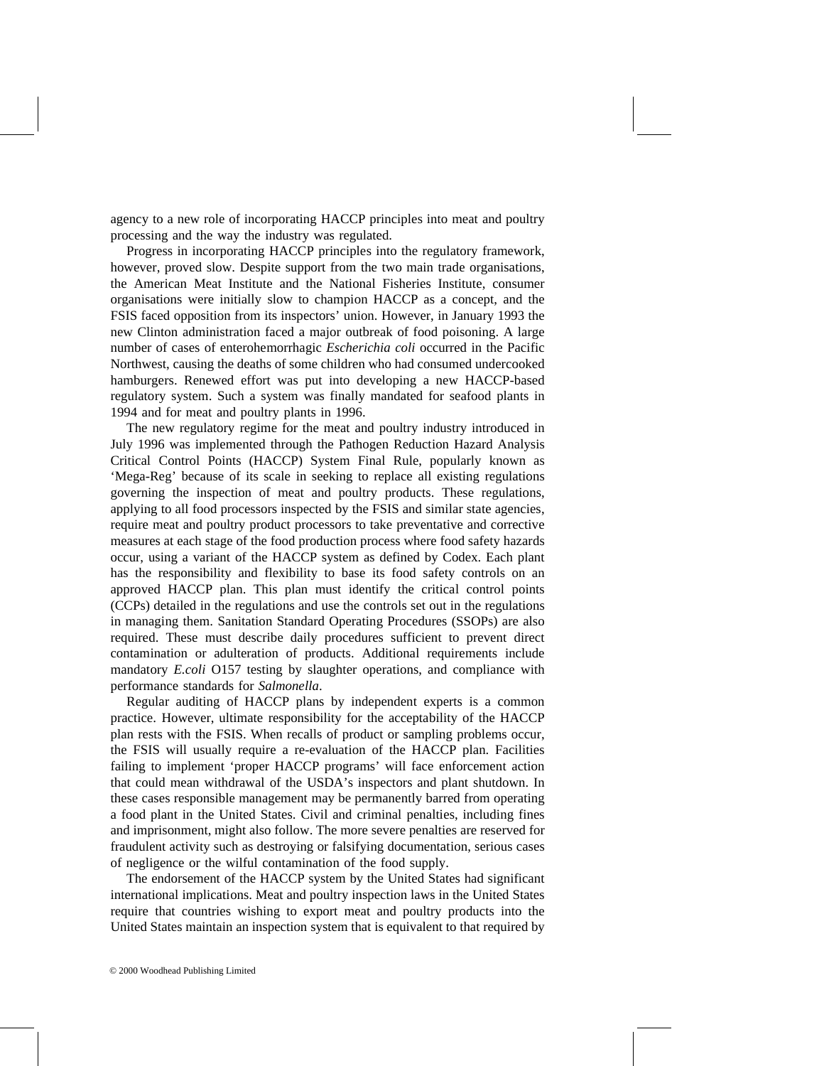agency to a new role of incorporating HACCP principles into meat and poultry processing and the way the industry was regulated.

Progress in incorporating HACCP principles into the regulatory framework, however, proved slow. Despite support from the two main trade organisations, the American Meat Institute and the National Fisheries Institute, consumer organisations were initially slow to champion HACCP as a concept, and the FSIS faced opposition from its inspectors' union. However, in January 1993 the new Clinton administration faced a major outbreak of food poisoning. A large number of cases of enterohemorrhagic *Escherichia coli* occurred in the Pacific Northwest, causing the deaths of some children who had consumed undercooked hamburgers. Renewed effort was put into developing a new HACCP-based regulatory system. Such a system was finally mandated for seafood plants in 1994 and for meat and poultry plants in 1996.

The new regulatory regime for the meat and poultry industry introduced in July 1996 was implemented through the Pathogen Reduction Hazard Analysis Critical Control Points (HACCP) System Final Rule, popularly known as 'Mega-Reg' because of its scale in seeking to replace all existing regulations governing the inspection of meat and poultry products. These regulations, applying to all food processors inspected by the FSIS and similar state agencies, require meat and poultry product processors to take preventative and corrective measures at each stage of the food production process where food safety hazards occur, using a variant of the HACCP system as defined by Codex. Each plant has the responsibility and flexibility to base its food safety controls on an approved HACCP plan. This plan must identify the critical control points (CCPs) detailed in the regulations and use the controls set out in the regulations in managing them. Sanitation Standard Operating Procedures (SSOPs) are also required. These must describe daily procedures sufficient to prevent direct contamination or adulteration of products. Additional requirements include mandatory *E.coli* O157 testing by slaughter operations, and compliance with performance standards for *Salmonella*.

Regular auditing of HACCP plans by independent experts is a common practice. However, ultimate responsibility for the acceptability of the HACCP plan rests with the FSIS. When recalls of product or sampling problems occur, the FSIS will usually require a re-evaluation of the HACCP plan. Facilities failing to implement 'proper HACCP programs' will face enforcement action that could mean withdrawal of the USDA's inspectors and plant shutdown. In these cases responsible management may be permanently barred from operating a food plant in the United States. Civil and criminal penalties, including fines and imprisonment, might also follow. The more severe penalties are reserved for fraudulent activity such as destroying or falsifying documentation, serious cases of negligence or the wilful contamination of the food supply.

The endorsement of the HACCP system by the United States had significant international implications. Meat and poultry inspection laws in the United States require that countries wishing to export meat and poultry products into the United States maintain an inspection system that is equivalent to that required by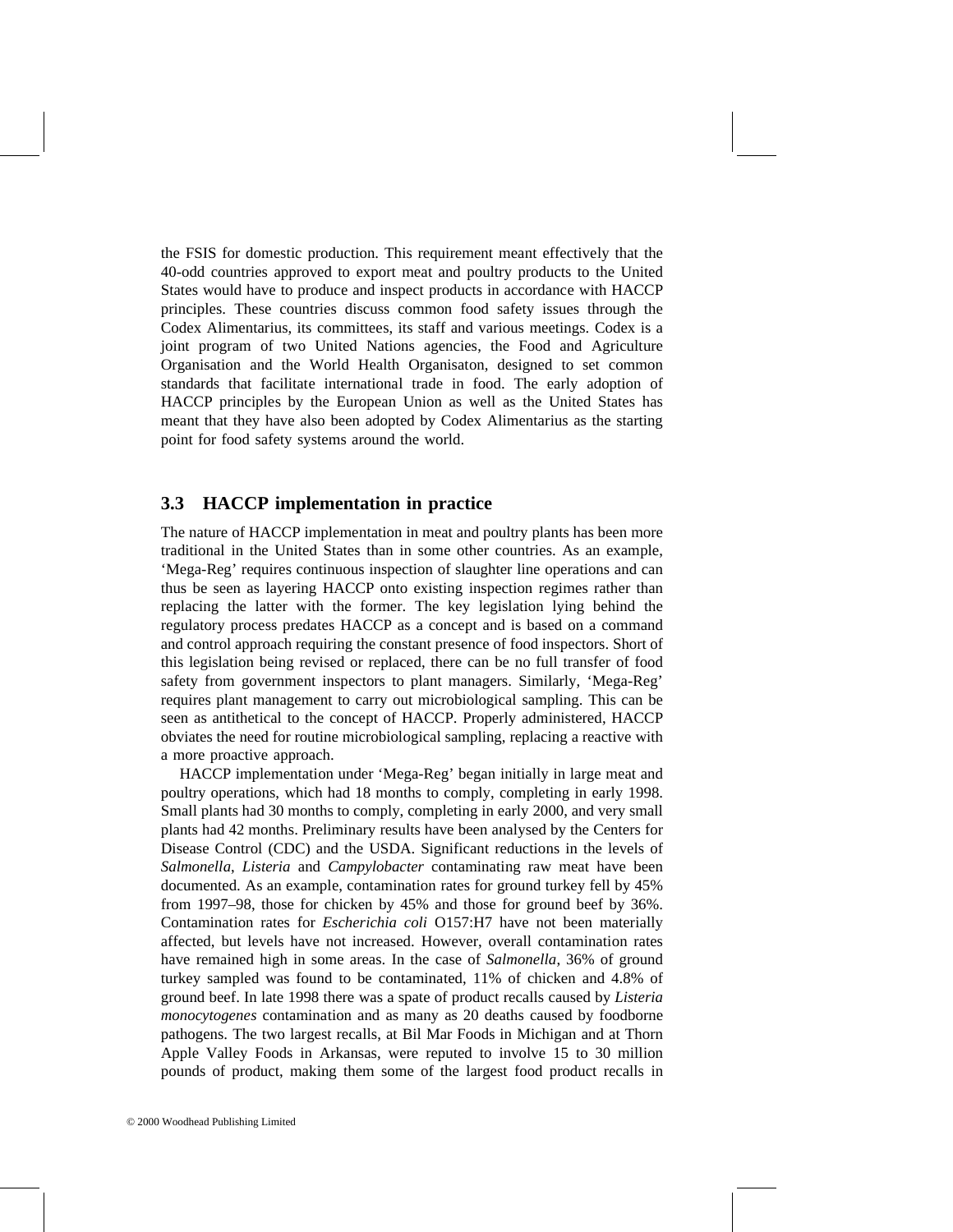the FSIS for domestic production. This requirement meant effectively that the 40-odd countries approved to export meat and poultry products to the United States would have to produce and inspect products in accordance with HACCP principles. These countries discuss common food safety issues through the Codex Alimentarius, its committees, its staff and various meetings. Codex is a joint program of two United Nations agencies, the Food and Agriculture Organisation and the World Health Organisaton, designed to set common standards that facilitate international trade in food. The early adoption of HACCP principles by the European Union as well as the United States has meant that they have also been adopted by Codex Alimentarius as the starting point for food safety systems around the world.

## 3.3 HACCP implementation in practice

The nature of HACCP implementation in meat and poultry plants has been more traditional in the United States than in some other countries. As an example, 'Mega-Reg' requires continuous inspection of slaughter line operations and can thus be seen as layering HACCP onto existing inspection regimes rather than replacing the latter with the former. The key legislation lying behind the regulatory process predates HACCP as a concept and is based on a command and control approach requiring the constant presence of food inspectors. Short of this legislation being revised or replaced, there can be no full transfer of food safety from government inspectors to plant managers. Similarly, 'Mega-Reg' requires plant management to carry out microbiological sampling. This can be seen as antithetical to the concept of HACCP. Properly administered, HACCP obviates the need for routine microbiological sampling, replacing a reactive with a more proactive approach.

HACCP implementation under 'Mega-Reg' began initially in large meat and poultry operations, which had 18 months to comply, completing in early 1998. Small plants had 30 months to comply, completing in early 2000, and very small plants had 42 months. Preliminary results have been analysed by the Centers for Disease Control (CDC) and the USDA. Significant reductions in the levels of *Salmonella*, *Listeria* and *Campylobacter* contaminating raw meat have been documented. As an example, contamination rates for ground turkey fell by 45% from 1997–98, those for chicken by 45% and those for ground beef by 36%. Contamination rates for *Escherichia coli* O157:H7 have not been materially affected, but levels have not increased. However, overall contamination rates have remained high in some areas. In the case of *Salmonella*, 36% of ground turkey sampled was found to be contaminated, 11% of chicken and 4.8% of ground beef. In late 1998 there was a spate of product recalls caused by *Listeria monocytogenes* contamination and as many as 20 deaths caused by foodborne pathogens. The two largest recalls, at Bil Mar Foods in Michigan and at Thorn Apple Valley Foods in Arkansas, were reputed to involve 15 to 30 million pounds of product, making them some of the largest food product recalls in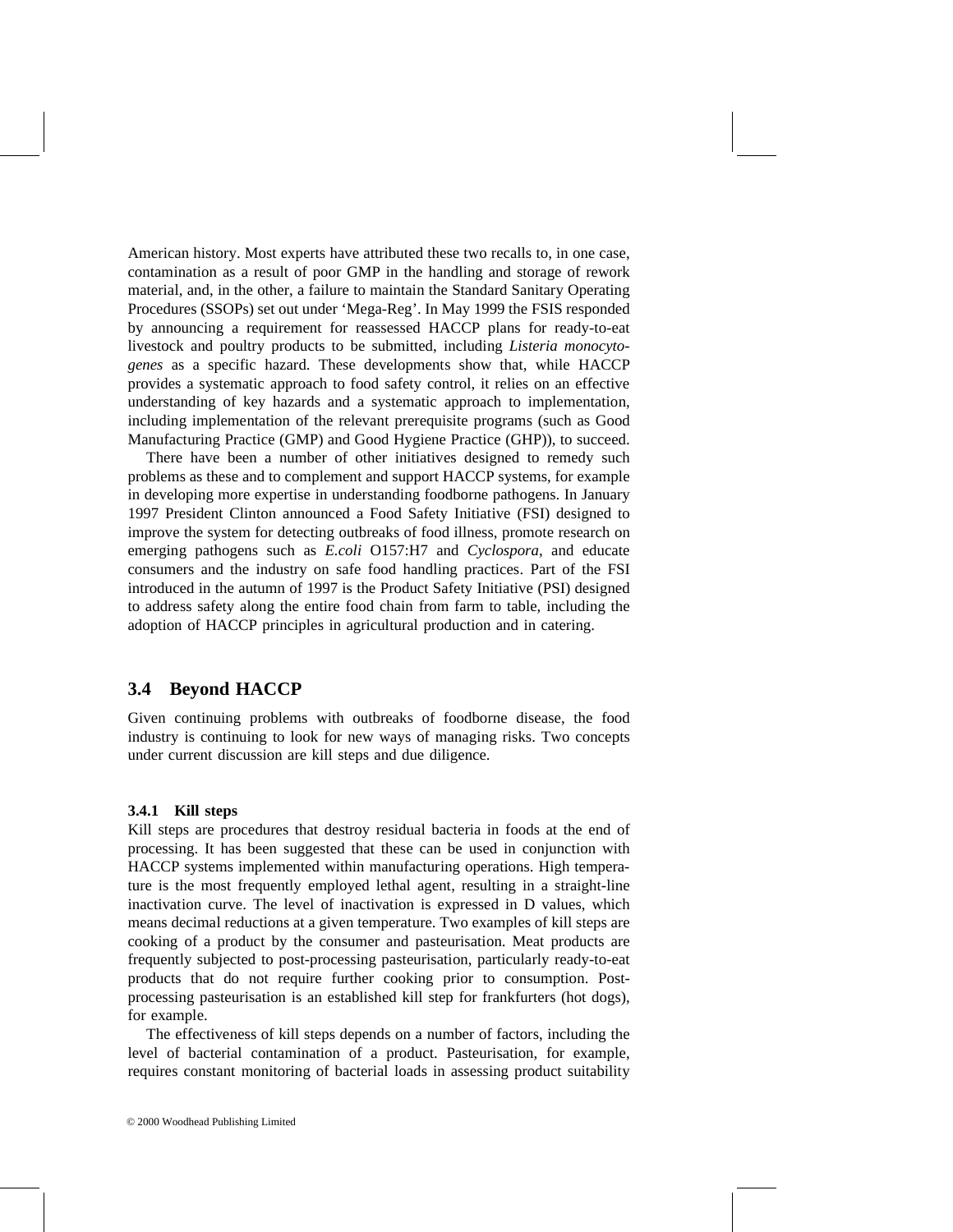American history. Most experts have attributed these two recalls to, in one case, contamination as a result of poor GMP in the handling and storage of rework material, and, in the other, a failure to maintain the Standard Sanitary Operating Procedures (SSOPs) set out under 'Mega-Reg'. In May 1999 the FSIS responded by announcing a requirement for reassessed HACCP plans for ready-to-eat livestock and poultry products to be submitted, including *Listeria monocytogenes* as a specific hazard. These developments show that, while HACCP provides a systematic approach to food safety control, it relies on an effective understanding of key hazards and a systematic approach to implementation, including implementation of the relevant prerequisite programs (such as Good Manufacturing Practice (GMP) and Good Hygiene Practice (GHP)), to succeed.

There have been a number of other initiatives designed to remedy such problems as these and to complement and support HACCP systems, for example in developing more expertise in understanding foodborne pathogens. In January 1997 President Clinton announced a Food Safety Initiative (FSI) designed to improve the system for detecting outbreaks of food illness, promote research on emerging pathogens such as *E.coli* O157:H7 and *Cyclospora*, and educate consumers and the industry on safe food handling practices. Part of the FSI introduced in the autumn of 1997 is the Product Safety Initiative (PSI) designed to address safety along the entire food chain from farm to table, including the adoption of HACCP principles in agricultural production and in catering.

## 3.4 Beyond HACCP

Given continuing problems with outbreaks of foodborne disease, the food industry is continuing to look for new ways of managing risks. Two concepts under current discussion are kill steps and due diligence.

### 3.4.1 Kill steps

Kill steps are procedures that destroy residual bacteria in foods at the end of processing. It has been suggested that these can be used in conjunction with HACCP systems implemented within manufacturing operations. High temperature is the most frequently employed lethal agent, resulting in a straight-line inactivation curve. The level of inactivation is expressed in D values, which means decimal reductions at a given temperature. Two examples of kill steps are cooking of a product by the consumer and pasteurisation. Meat products are frequently subjected to post-processing pasteurisation, particularly ready-to-eat products that do not require further cooking prior to consumption. Post-processing pasteurisation is an established kill step for frankfurters (hot dogs), for example.

The effectiveness of kill steps depends on a number of factors, including the level of bacterial contamination of a product. Pasteurisation, for example, requires constant monitoring of bacterial loads in assessing product suitability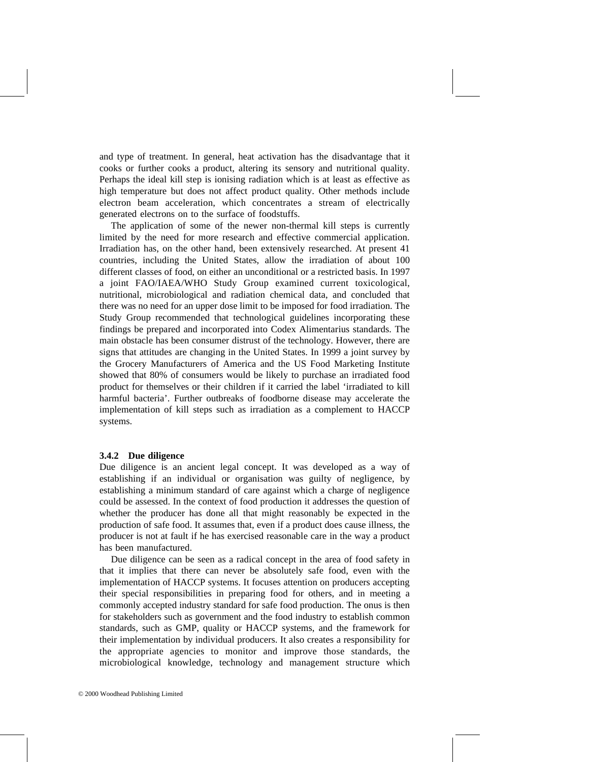and type of treatment. In general, heat activation has the disadvantage that it cooks or further cooks a product, altering its sensory and nutritional quality. Perhaps the ideal kill step is ionising radiation which is at least as effective as high temperature but does not affect product quality. Other methods include electron beam acceleration, which concentrates a stream of electrically generated electrons on to the surface of foodstuffs.

The application of some of the newer non-thermal kill steps is currently limited by the need for more research and effective commercial application. Irradiation has, on the other hand, been extensively researched. At present 41 countries, including the United States, allow the irradiation of about 100 different classes of food, on either an unconditional or a restricted basis. In 1997 a joint FAO/IAEA/WHO Study Group examined current toxicological, nutritional, microbiological and radiation chemical data, and concluded that there was no need for an upper dose limit to be imposed for food irradiation. The Study Group recommended that technological guidelines incorporating these findings be prepared and incorporated into Codex Alimentarius standards. The main obstacle has been consumer distrust of the technology. However, there are signs that attitudes are changing in the United States. In 1999 a joint survey by the Grocery Manufacturers of America and the US Food Marketing Institute showed that 80% of consumers would be likely to purchase an irradiated food product for themselves or their children if it carried the label 'irradiated to kill harmful bacteria'. Further outbreaks of foodborne disease may accelerate the implementation of kill steps such as irradiation as a complement to HACCP systems.

### 3.4.2 Due diligence

Due diligence is an ancient legal concept. It was developed as a way of establishing if an individual or organisation was guilty of negligence, by establishing a minimum standard of care against which a charge of negligence could be assessed. In the context of food production it addresses the question of whether the producer has done all that might reasonably be expected in the production of safe food. It assumes that, even if a product does cause illness, the producer is not at fault if he has exercised reasonable care in the way a product has been manufactured.

Due diligence can be seen as a radical concept in the area of food safety in that it implies that there can never be absolutely safe food, even with the implementation of HACCP systems. It focuses attention on producers accepting their special responsibilities in preparing food for others, and in meeting a commonly accepted industry standard for safe food production. The onus is then for stakeholders such as government and the food industry to establish common standards, such as GMP, quality or HACCP systems, and the framework for their implementation by individual producers. It also creates a responsibility for the appropriate agencies to monitor and improve those standards, the microbiological knowledge, technology and management structure which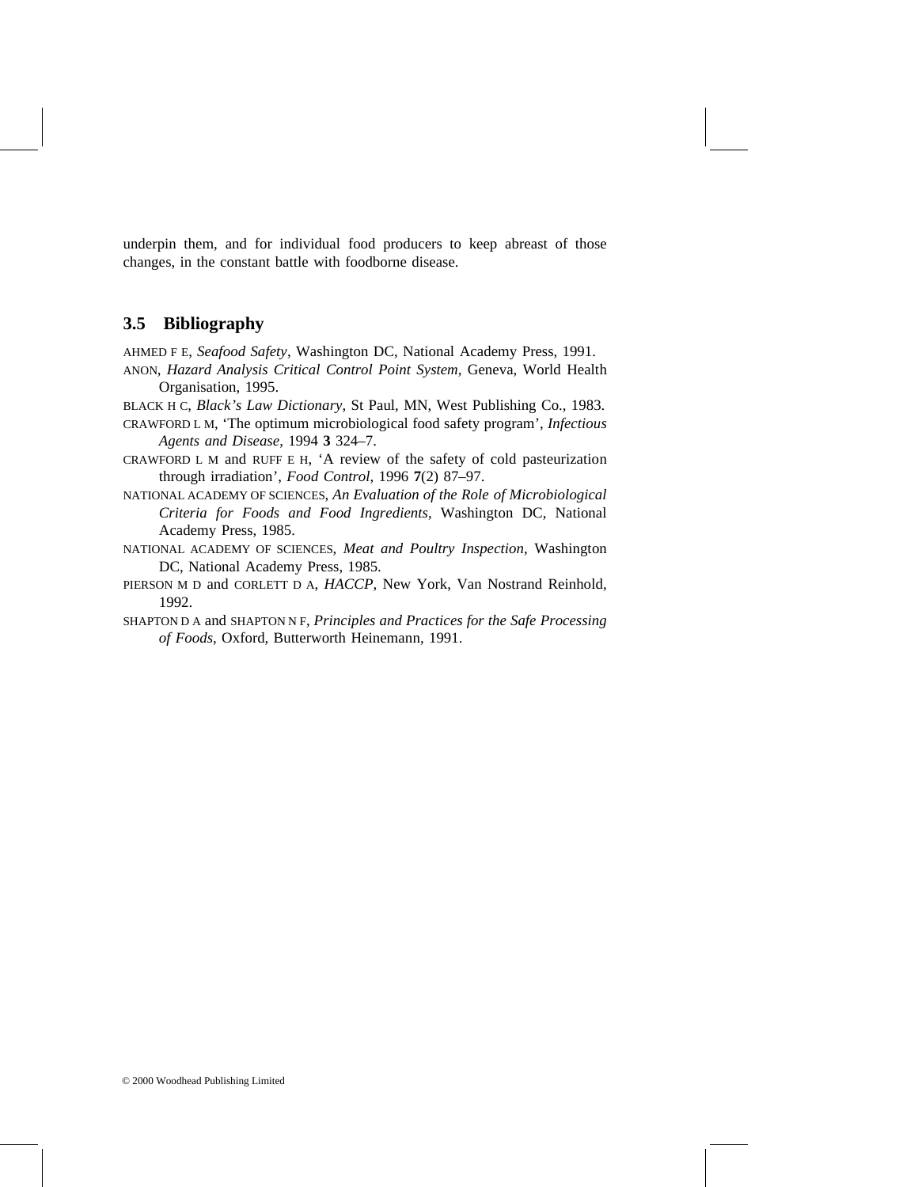underpin them, and for individual food producers to keep abreast of those changes, in the constant battle with foodborne disease.

## 3.5 Bibliography

AHMED F E, *Seafood Safety*, Washington DC, National Academy Press, 1991.

ANON, *Hazard Analysis Critical Control Point System*, Geneva, World Health Organisation, 1995.

BLACK H C, *Black's Law Dictionary*, St Paul, MN, West Publishing Co., 1983.

CRAWFORD L M, 'The optimum microbiological food safety program', *Infectious Agents and Disease*, 1994 **3** 324–7.

CRAWFORD L M and RUFF E H, 'A review of the safety of cold pasteurization through irradiation', *Food Control*, 1996 **7**(2) 87–97.

NATIONAL ACADEMY OF SCIENCES, *An Evaluation of the Role of Microbiological Criteria for Foods and Food Ingredients*, Washington DC, National Academy Press, 1985.

NATIONAL ACADEMY OF SCIENCES, *Meat and Poultry Inspection*, Washington DC, National Academy Press, 1985.

PIERSON M D and CORLETT D A, *HACCP*, New York, Van Nostrand Reinhold, 1992.

SHAPTON D A and SHAPTON N F, *Principles and Practices for the Safe Processing of Foods*, Oxford, Butterworth Heinemann, 1991.

© 2000 Woodhead Publishing Limited